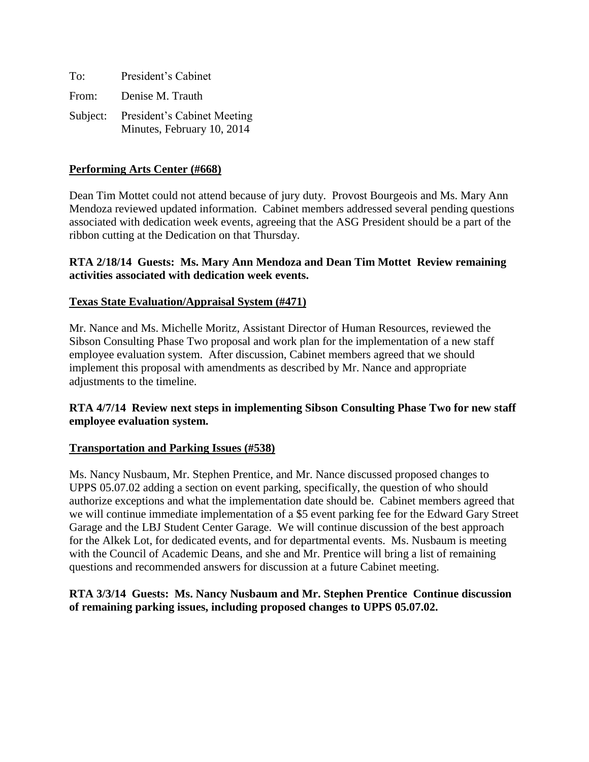To: President's Cabinet

From: Denise M. Trauth

Subject: President's Cabinet Meeting Minutes, February 10, 2014

**Performing Arts Center (#668)**

Dean Tim Mottet could not attend because of jury duty. Provost Bourgeois and Ms. Mary Ann Mendoza reviewed updated information. Cabinet members addressed several pending questions associated with dedication week events, agreeing that the ASG President should be a part of the ribbon cutting at the Dedication on that Thursday.

**RTA 2/18/14 Guests: Ms. Mary Ann Mendoza and Dean Tim Mottet Review remaining activities associated with dedication week events.**

**Texas State Evaluation/Appraisal System (#471)**

Mr. Nance and Ms. Michelle Moritz, Assistant Director of Human Resources, reviewed the Sibson Consulting Phase Two proposal and work plan for the implementation of a new staff employee evaluation system. After discussion, Cabinet members agreed that we should implement this proposal with amendments as described by Mr. Nance and appropriate adjustments to the timeline.

**RTA 4/7/14 Review next steps in implementing Sibson Consulting Phase Two for new staff employee evaluation system.**

**Transportation and Parking Issues (#538)**

Ms. Nancy Nusbaum, Mr. Stephen Prentice, and Mr. Nance discussed proposed changes to UPPS 05.07.02 adding a section on event parking, specifically, the question of who should authorize exceptions and what the implementation date should be. Cabinet members agreed that we will continue immediate implementation of a $5 event parking fee for the Edward Gary Street Garage and the LBJ Student Center Garage. We will continue discussion of the best approach for the Alkek Lot, for dedicated events, and for departmental events. Ms. Nusbaum is meeting with the Council of Academic Deans, and she and Mr. Prentice will bring a list of remaining questions and recommended answers for discussion at a future Cabinet meeting.

**RTA 3/3/14 Guests: Ms. Nancy Nusbaum and Mr. Stephen Prentice Continue discussion of remaining parking issues, including proposed changes to UPPS 05.07.02.**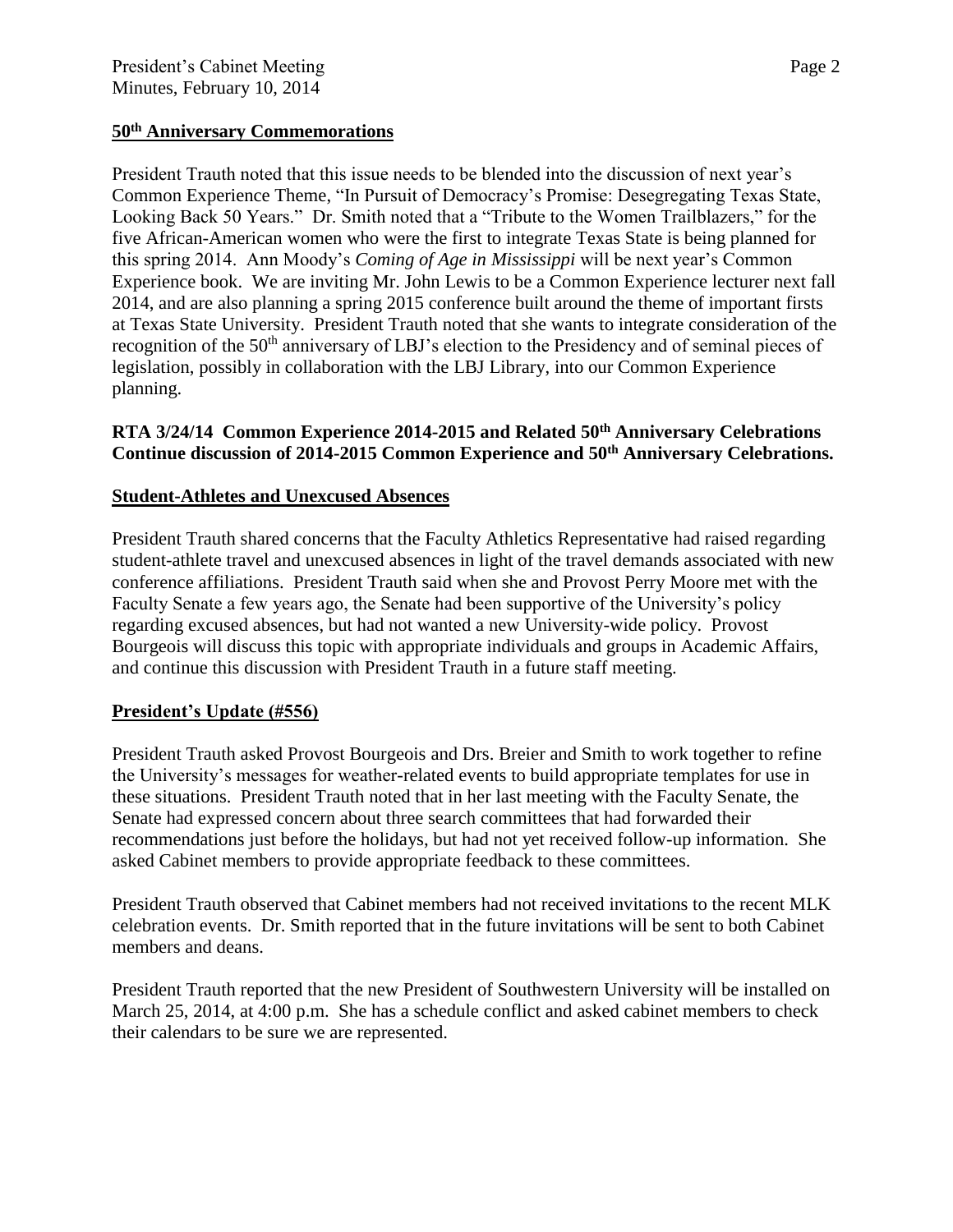## 50th Anniversary Commemorations

President Trauth noted that this issue needs to be blended into the discussion of next year's Common Experience Theme, "In Pursuit of Democracy's Promise: Desegregating Texas State, Looking Back 50 Years." Dr. Smith noted that a "Tribute to the Women Trailblazers," for the five African-American women who were the first to integrate Texas State is being planned for this spring 2014. Ann Moody's *Coming of Age in Mississippi* will be next year's Common Experience book. We are inviting Mr. John Lewis to be a Common Experience lecturer next fall 2014, and are also planning a spring 2015 conference built around the theme of important firsts at Texas State University. President Trauth noted that she wants to integrate consideration of the recognition of the 50th anniversary of LBJ's election to the Presidency and of seminal pieces of legislation, possibly in collaboration with the LBJ Library, into our Common Experience planning.

**RTA 3/24/14 Common Experience 2014-2015 and Related 50th Anniversary Celebrations Continue discussion of 2014-2015 Common Experience and 50th Anniversary Celebrations.**

## Student-Athletes and Unexcused Absences

President Trauth shared concerns that the Faculty Athletics Representative had raised regarding student-athlete travel and unexcused absences in light of the travel demands associated with new conference affiliations. President Trauth said when she and Provost Perry Moore met with the Faculty Senate a few years ago, the Senate had been supportive of the University's policy regarding excused absences, but had not wanted a new University-wide policy. Provost Bourgeois will discuss this topic with appropriate individuals and groups in Academic Affairs, and continue this discussion with President Trauth in a future staff meeting.

## President's Update (#556)

President Trauth asked Provost Bourgeois and Drs. Breier and Smith to work together to refine the University's messages for weather-related events to build appropriate templates for use in these situations. President Trauth noted that in her last meeting with the Faculty Senate, the Senate had expressed concern about three search committees that had forwarded their recommendations just before the holidays, but had not yet received follow-up information. She asked Cabinet members to provide appropriate feedback to these committees.

President Trauth observed that Cabinet members had not received invitations to the recent MLK celebration events. Dr. Smith reported that in the future invitations will be sent to both Cabinet members and deans.

President Trauth reported that the new President of Southwestern University will be installed on March 25, 2014, at 4:00 p.m. She has a schedule conflict and asked cabinet members to check their calendars to be sure we are represented.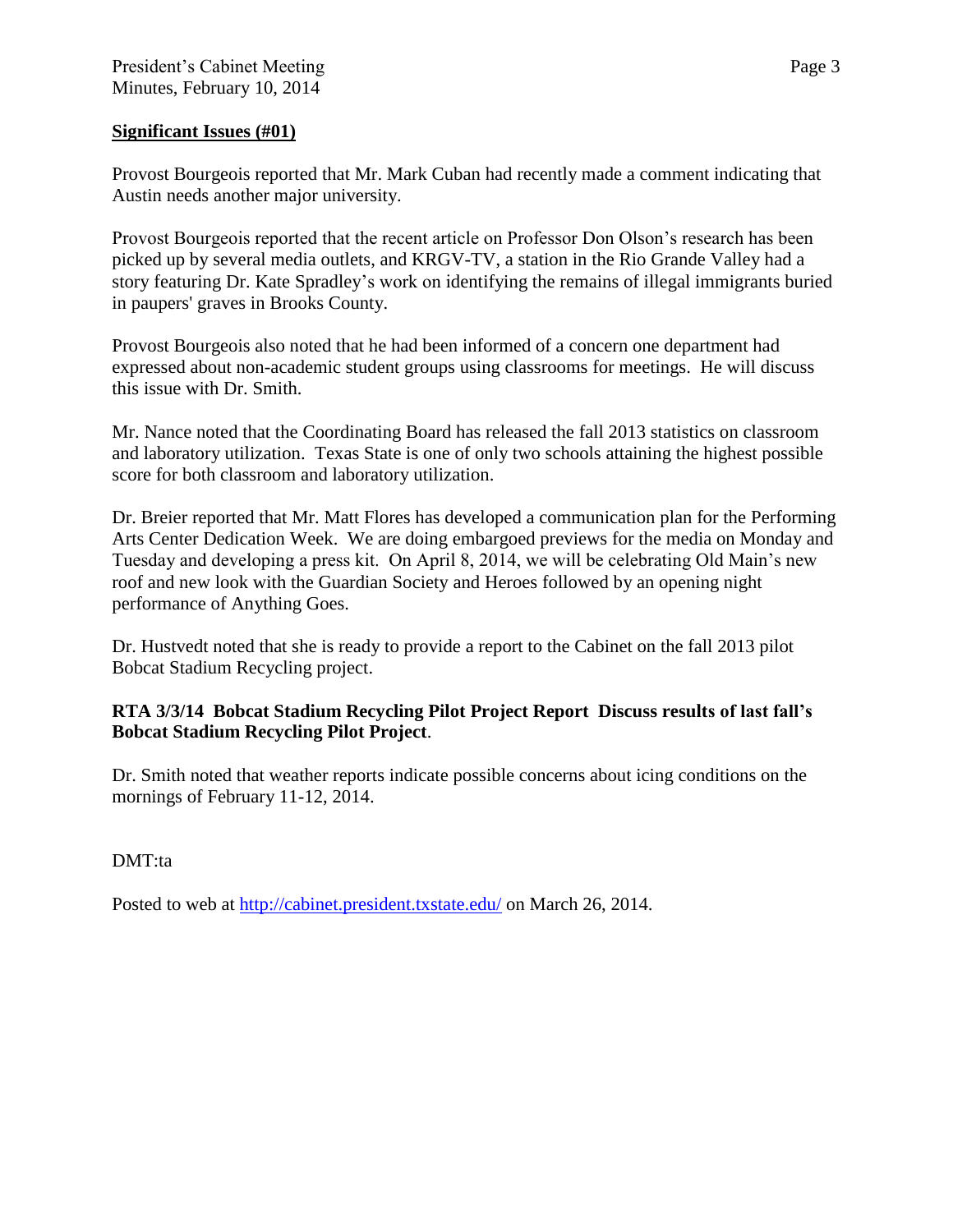**Significant Issues (#01)**

Provost Bourgeois reported that Mr. Mark Cuban had recently made a comment indicating that Austin needs another major university.

Provost Bourgeois reported that the recent article on Professor Don Olson's research has been picked up by several media outlets, and KRGV-TV, a station in the Rio Grande Valley had a story featuring Dr. Kate Spradley's work on identifying the remains of illegal immigrants buried in paupers' graves in Brooks County.

Provost Bourgeois also noted that he had been informed of a concern one department had expressed about non-academic student groups using classrooms for meetings. He will discuss this issue with Dr. Smith.

Mr. Nance noted that the Coordinating Board has released the fall 2013 statistics on classroom and laboratory utilization. Texas State is one of only two schools attaining the highest possible score for both classroom and laboratory utilization.

Dr. Breier reported that Mr. Matt Flores has developed a communication plan for the Performing Arts Center Dedication Week. We are doing embargoed previews for the media on Monday and Tuesday and developing a press kit. On April 8, 2014, we will be celebrating Old Main's new roof and new look with the Guardian Society and Heroes followed by an opening night performance of Anything Goes.

Dr. Hustvedt noted that she is ready to provide a report to the Cabinet on the fall 2013 pilot Bobcat Stadium Recycling project.

**RTA 3/3/14 Bobcat Stadium Recycling Pilot Project Report Discuss results of last fall's Bobcat Stadium Recycling Pilot Project**.

Dr. Smith noted that weather reports indicate possible concerns about icing conditions on the mornings of February 11-12, 2014.

DMT:ta

Posted to web at http://cabinet.president.txstate.edu/ on March 26, 2014.